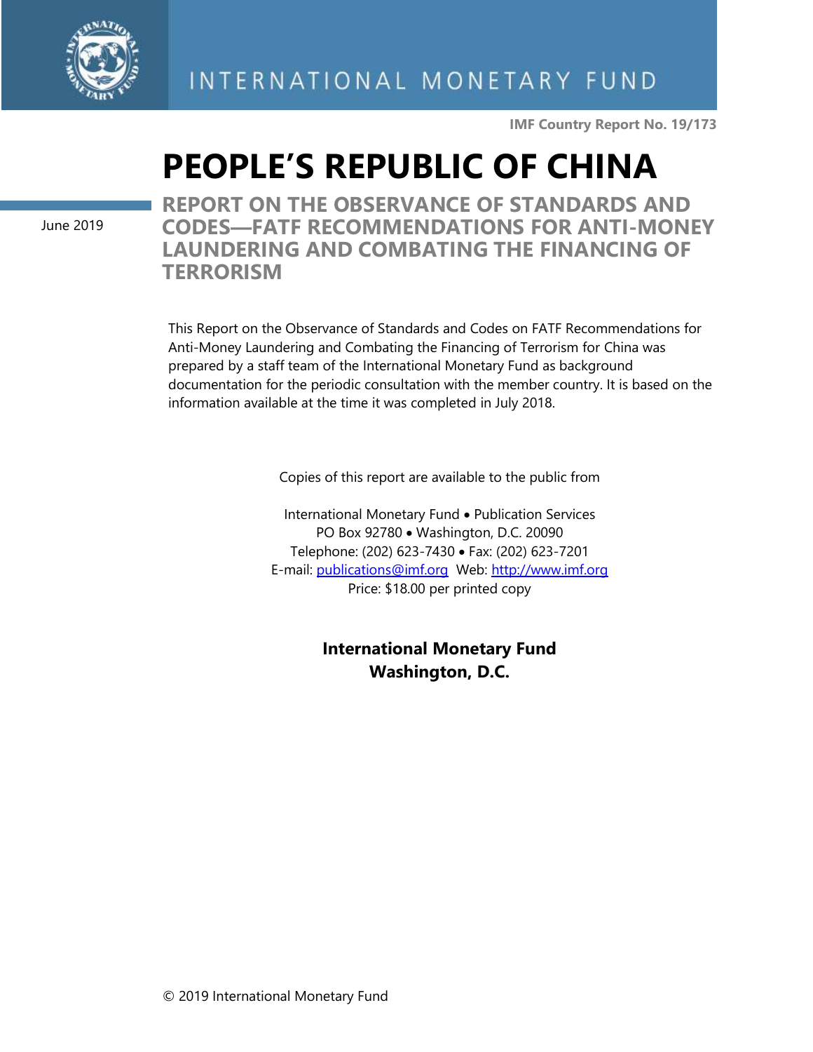INTERNATIONAL MONETARY FUND

**IMF Country Report No. 19/173**

# PEOPLE'S REPUBLIC OF CHINA

June 2019

## REPORT ON THE OBSERVANCE OF STANDARDS AND CODES—FATF RECOMMENDATIONS FOR ANTI-MONEY LAUNDERING AND COMBATING THE FINANCING OF TERRORISM

This Report on the Observance of Standards and Codes on FATF Recommendations for Anti-Money Laundering and Combating the Financing of Terrorism for China was prepared by a staff team of the International Monetary Fund as background documentation for the periodic consultation with the member country. It is based on the information available at the time it was completed in July 2018.

Copies of this report are available to the public from

International Monetary Fund • Publication Services
PO Box 92780 • Washington, D.C. 20090
Telephone: (202) 623-7430 • Fax: (202) 623-7201
E-mail: publications@imf.org Web: http://www.imf.org
Price: $18.00 per printed copy

**International Monetary Fund**
**Washington, D.C.**

© 2019 International Monetary Fund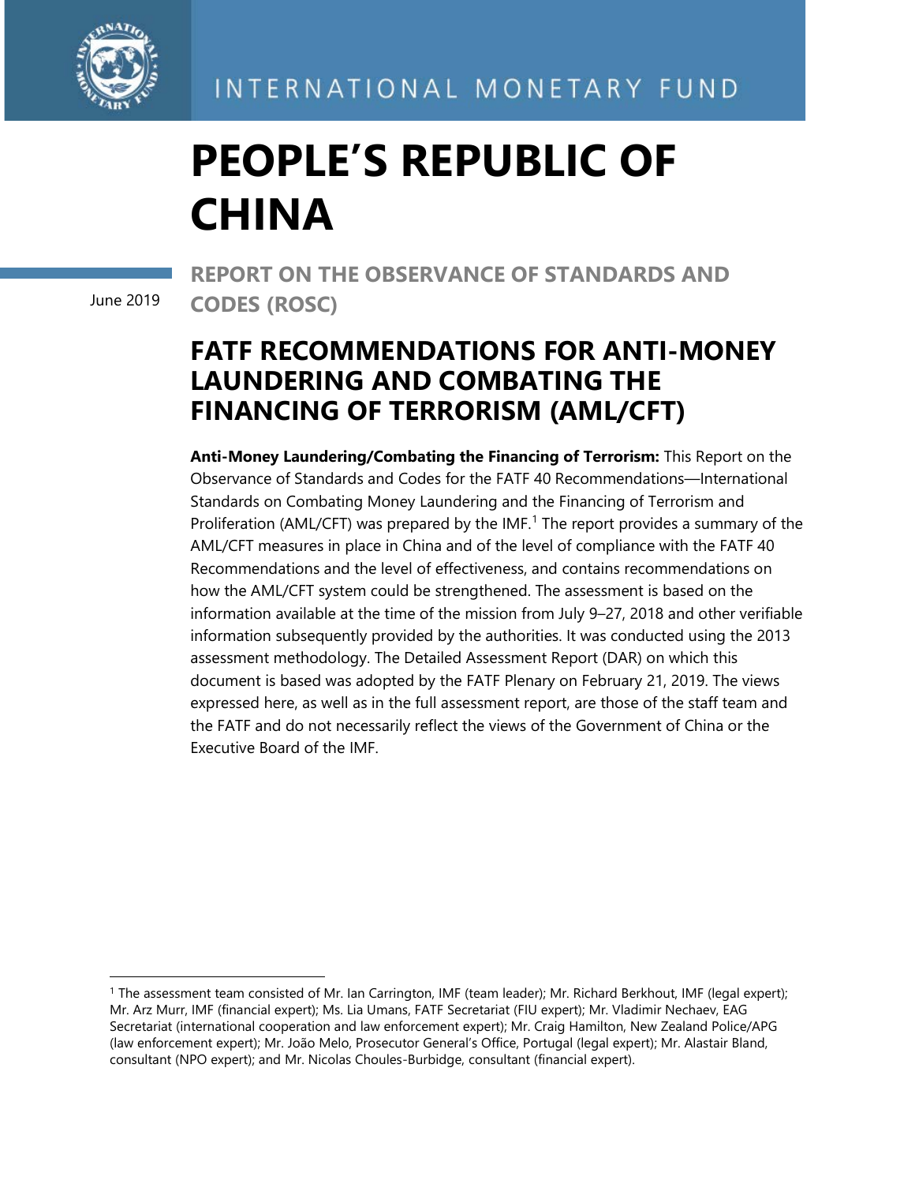INTERNATIONAL MONETARY FUND

# PEOPLE'S REPUBLIC OF CHINA

June 2019

## REPORT ON THE OBSERVANCE OF STANDARDS AND CODES (ROSC)

## FATF RECOMMENDATIONS FOR ANTI-MONEY LAUNDERING AND COMBATING THE FINANCING OF TERRORISM (AML/CFT)

**Anti-Money Laundering/Combating the Financing of Terrorism:** This Report on the Observance of Standards and Codes for the FATF 40 Recommendations—International Standards on Combating Money Laundering and the Financing of Terrorism and Proliferation (AML/CFT) was prepared by the IMF.[1] The report provides a summary of the AML/CFT measures in place in China and of the level of compliance with the FATF 40 Recommendations and the level of effectiveness, and contains recommendations on how the AML/CFT system could be strengthened. The assessment is based on the information available at the time of the mission from July 9–27, 2018 and other verifiable information subsequently provided by the authorities. It was conducted using the 2013 assessment methodology. The Detailed Assessment Report (DAR) on which this document is based was adopted by the FATF Plenary on February 21, 2019. The views expressed here, as well as in the full assessment report, are those of the staff team and the FATF and do not necessarily reflect the views of the Government of China or the Executive Board of the IMF.

[1] The assessment team consisted of Mr. Ian Carrington, IMF (team leader); Mr. Richard Berkhout, IMF (legal expert); Mr. Arz Murr, IMF (financial expert); Ms. Lia Umans, FATF Secretariat (FIU expert); Mr. Vladimir Nechaev, EAG Secretariat (international cooperation and law enforcement expert); Mr. Craig Hamilton, New Zealand Police/APG (law enforcement expert); Mr. João Melo, Prosecutor General's Office, Portugal (legal expert); Mr. Alastair Bland, consultant (NPO expert); and Mr. Nicolas Choules-Burbidge, consultant (financial expert).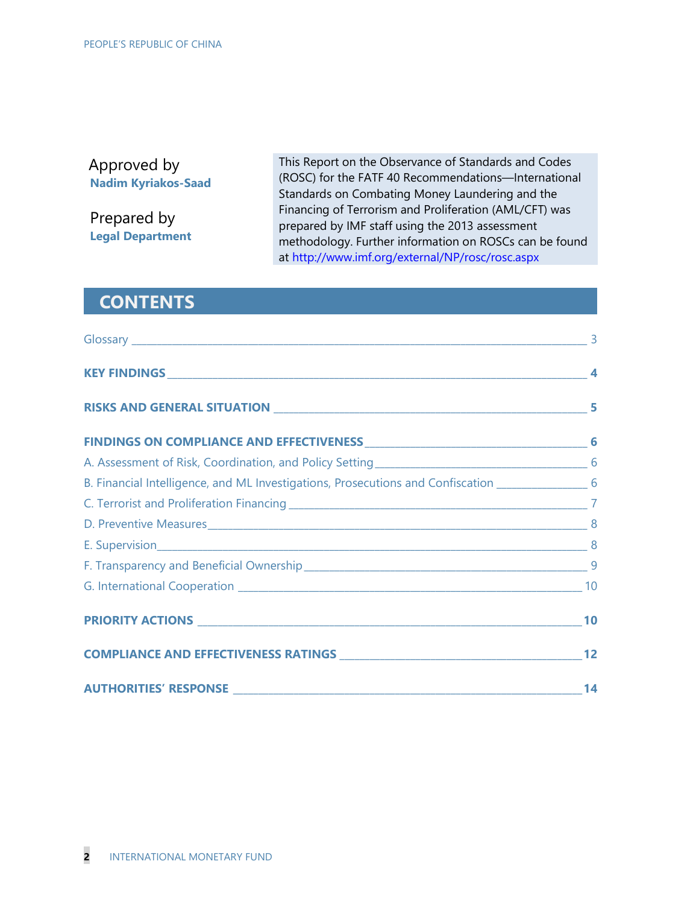Approved by
**Nadim Kyriakos-Saad**

Prepared by
**Legal Department**

This Report on the Observance of Standards and Codes (ROSC) for the FATF 40 Recommendations—International Standards on Combating Money Laundering and the Financing of Terrorism and Proliferation (AML/CFT) was prepared by IMF staff using the 2013 assessment methodology. Further information on ROSCs can be found at http://www.imf.org/external/NP/rosc/rosc.aspx

## CONTENTS

Glossary _____ 3

**KEY FINDINGS _____ 4**

**RISKS AND GENERAL SITUATION _____ 5**

**FINDINGS ON COMPLIANCE AND EFFECTIVENESS _____ 6**

A. Assessment of Risk, Coordination, and Policy Setting _____ 6

B. Financial Intelligence, and ML Investigations, Prosecutions and Confiscation _____ 6

C. Terrorist and Proliferation Financing _____ 7

D. Preventive Measures _____ 8

E. Supervision _____ 8

F. Transparency and Beneficial Ownership _____ 9

G. International Cooperation _____ 10

**PRIORITY ACTIONS _____ 10**

**COMPLIANCE AND EFFECTIVENESS RATINGS _____ 12**

**AUTHORITIES' RESPONSE _____ 14**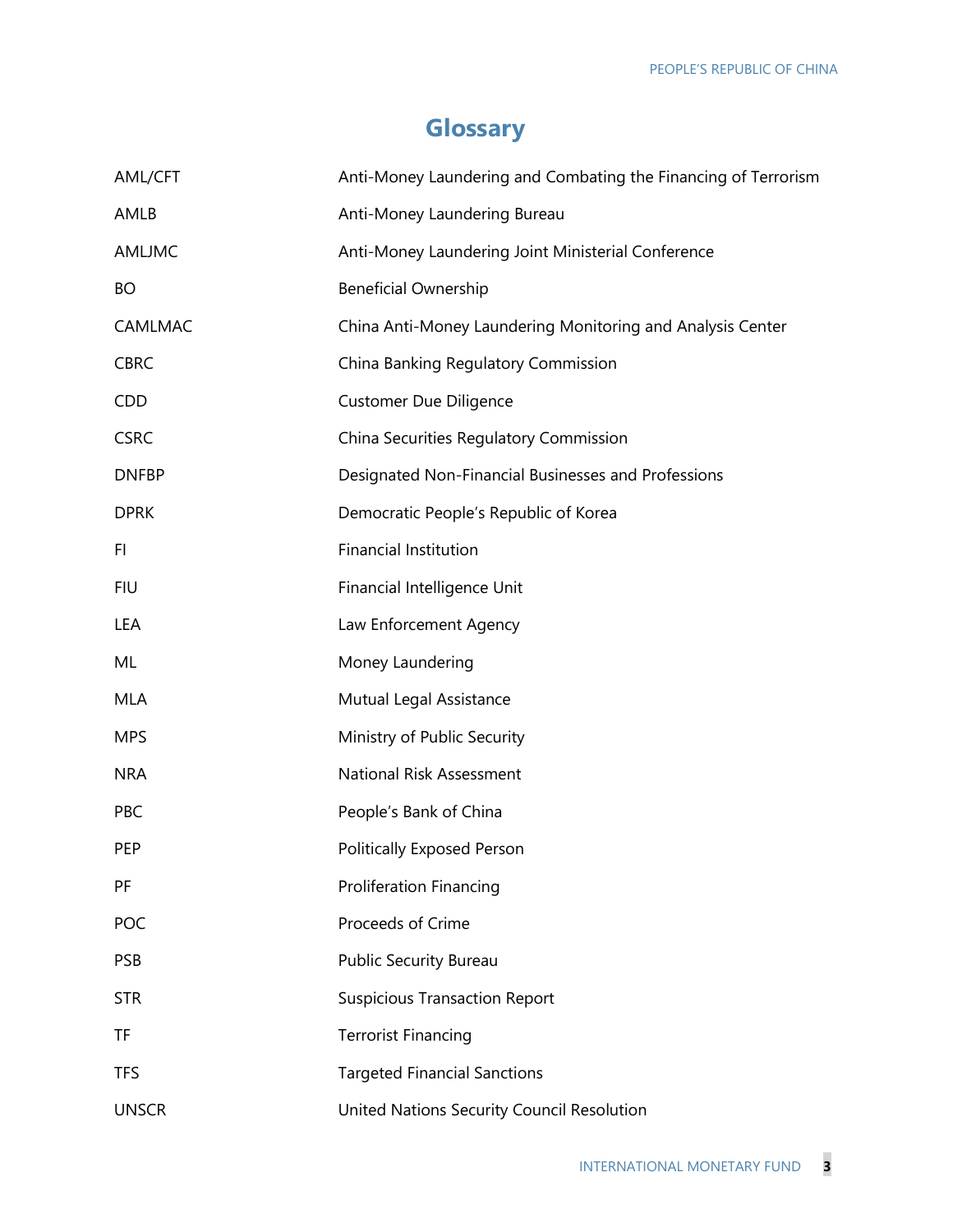# Glossary

| | |
|---|---|
| AML/CFT | Anti-Money Laundering and Combating the Financing of Terrorism |
| AMLB | Anti-Money Laundering Bureau |
| AMLJMC | Anti-Money Laundering Joint Ministerial Conference |
| BO | Beneficial Ownership |
| CAMLMAC | China Anti-Money Laundering Monitoring and Analysis Center |
| CBRC | China Banking Regulatory Commission |
| CDD | Customer Due Diligence |
| CSRC | China Securities Regulatory Commission |
| DNFBP | Designated Non-Financial Businesses and Professions |
| DPRK | Democratic People's Republic of Korea |
| FI | Financial Institution |
| FIU | Financial Intelligence Unit |
| LEA | Law Enforcement Agency |
| ML | Money Laundering |
| MLA | Mutual Legal Assistance |
| MPS | Ministry of Public Security |
| NRA | National Risk Assessment |
| PBC | People's Bank of China |
| PEP | Politically Exposed Person |
| PF | Proliferation Financing |
| POC | Proceeds of Crime |
| PSB | Public Security Bureau |
| STR | Suspicious Transaction Report |
| TF | Terrorist Financing |
| TFS | Targeted Financial Sanctions |
| UNSCR | United Nations Security Council Resolution |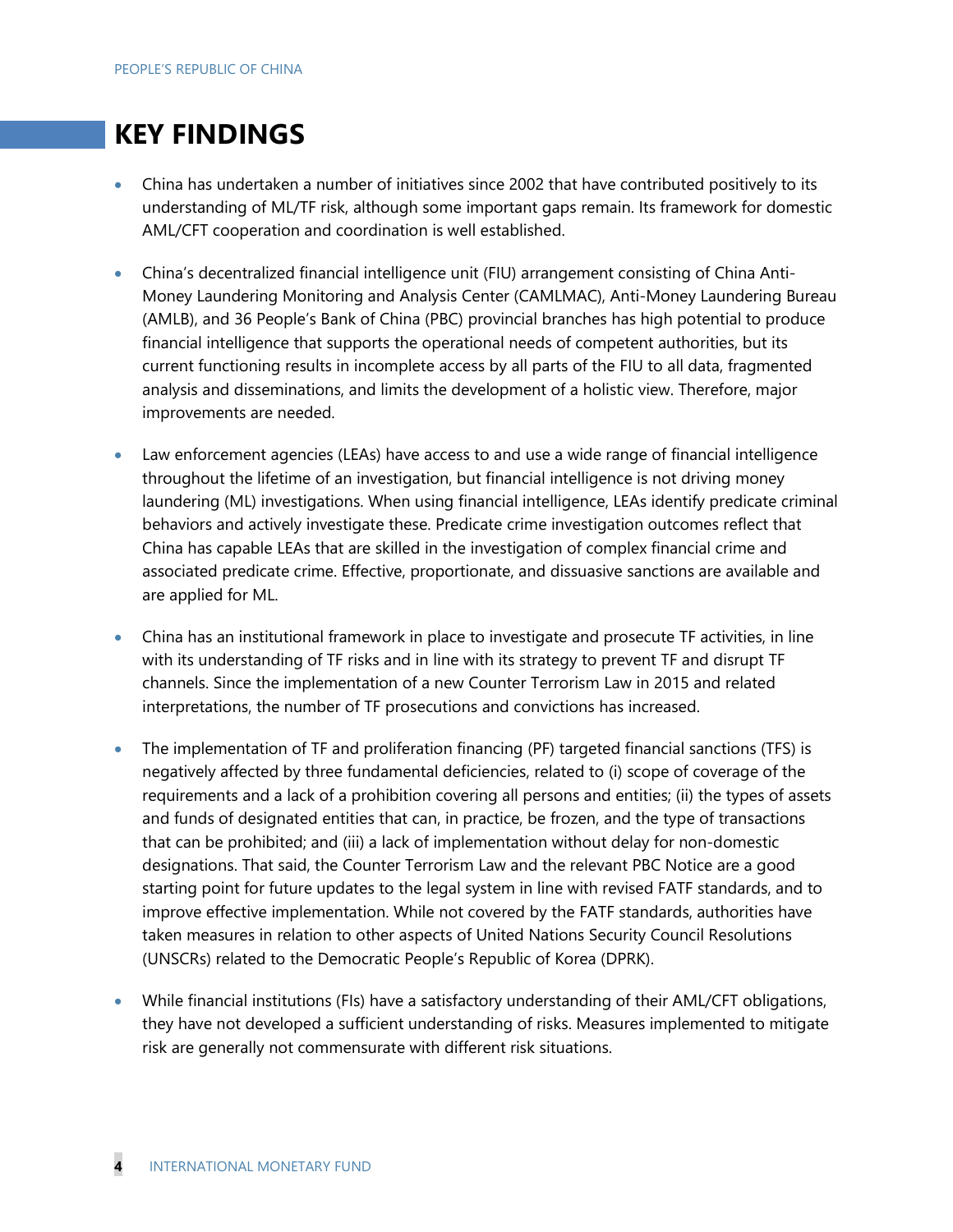## KEY FINDINGS

- China has undertaken a number of initiatives since 2002 that have contributed positively to its understanding of ML/TF risk, although some important gaps remain. Its framework for domestic AML/CFT cooperation and coordination is well established.

- China's decentralized financial intelligence unit (FIU) arrangement consisting of China Anti-Money Laundering Monitoring and Analysis Center (CAMLMAC), Anti-Money Laundering Bureau (AMLB), and 36 People's Bank of China (PBC) provincial branches has high potential to produce financial intelligence that supports the operational needs of competent authorities, but its current functioning results in incomplete access by all parts of the FIU to all data, fragmented analysis and disseminations, and limits the development of a holistic view. Therefore, major improvements are needed.

- Law enforcement agencies (LEAs) have access to and use a wide range of financial intelligence throughout the lifetime of an investigation, but financial intelligence is not driving money laundering (ML) investigations. When using financial intelligence, LEAs identify predicate criminal behaviors and actively investigate these. Predicate crime investigation outcomes reflect that China has capable LEAs that are skilled in the investigation of complex financial crime and associated predicate crime. Effective, proportionate, and dissuasive sanctions are available and are applied for ML.

- China has an institutional framework in place to investigate and prosecute TF activities, in line with its understanding of TF risks and in line with its strategy to prevent TF and disrupt TF channels. Since the implementation of a new Counter Terrorism Law in 2015 and related interpretations, the number of TF prosecutions and convictions has increased.

- The implementation of TF and proliferation financing (PF) targeted financial sanctions (TFS) is negatively affected by three fundamental deficiencies, related to (i) scope of coverage of the requirements and a lack of a prohibition covering all persons and entities; (ii) the types of assets and funds of designated entities that can, in practice, be frozen, and the type of transactions that can be prohibited; and (iii) a lack of implementation without delay for non-domestic designations. That said, the Counter Terrorism Law and the relevant PBC Notice are a good starting point for future updates to the legal system in line with revised FATF standards, and to improve effective implementation. While not covered by the FATF standards, authorities have taken measures in relation to other aspects of United Nations Security Council Resolutions (UNSCRs) related to the Democratic People's Republic of Korea (DPRK).

- While financial institutions (FIs) have a satisfactory understanding of their AML/CFT obligations, they have not developed a sufficient understanding of risks. Measures implemented to mitigate risk are generally not commensurate with different risk situations.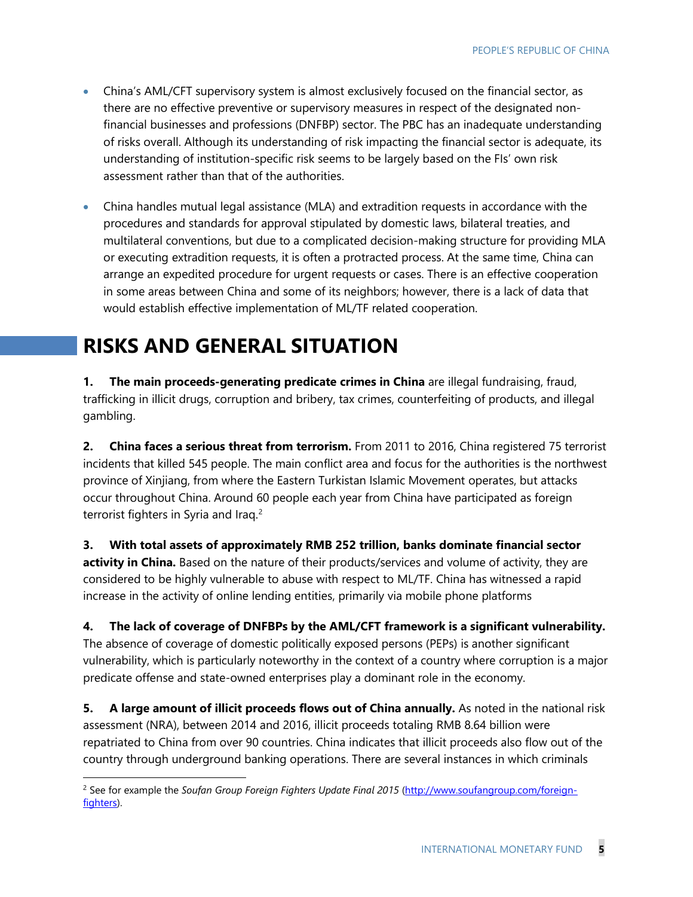- China's AML/CFT supervisory system is almost exclusively focused on the financial sector, as there are no effective preventive or supervisory measures in respect of the designated non-financial businesses and professions (DNFBP) sector. The PBC has an inadequate understanding of risks overall. Although its understanding of risk impacting the financial sector is adequate, its understanding of institution-specific risk seems to be largely based on the FIs' own risk assessment rather than that of the authorities.

- China handles mutual legal assistance (MLA) and extradition requests in accordance with the procedures and standards for approval stipulated by domestic laws, bilateral treaties, and multilateral conventions, but due to a complicated decision-making structure for providing MLA or executing extradition requests, it is often a protracted process. At the same time, China can arrange an expedited procedure for urgent requests or cases. There is an effective cooperation in some areas between China and some of its neighbors; however, there is a lack of data that would establish effective implementation of ML/TF related cooperation.

# RISKS AND GENERAL SITUATION

**1. The main proceeds-generating predicate crimes in China** are illegal fundraising, fraud, trafficking in illicit drugs, corruption and bribery, tax crimes, counterfeiting of products, and illegal gambling.

**2. China faces a serious threat from terrorism.** From 2011 to 2016, China registered 75 terrorist incidents that killed 545 people. The main conflict area and focus for the authorities is the northwest province of Xinjiang, from where the Eastern Turkistan Islamic Movement operates, but attacks occur throughout China. Around 60 people each year from China have participated as foreign terrorist fighters in Syria and Iraq.[2]

**3. With total assets of approximately RMB 252 trillion, banks dominate financial sector activity in China.** Based on the nature of their products/services and volume of activity, they are considered to be highly vulnerable to abuse with respect to ML/TF. China has witnessed a rapid increase in the activity of online lending entities, primarily via mobile phone platforms

**4. The lack of coverage of DNFBPs by the AML/CFT framework is a significant vulnerability.** The absence of coverage of domestic politically exposed persons (PEPs) is another significant vulnerability, which is particularly noteworthy in the context of a country where corruption is a major predicate offense and state-owned enterprises play a dominant role in the economy.

**5. A large amount of illicit proceeds flows out of China annually.** As noted in the national risk assessment (NRA), between 2014 and 2016, illicit proceeds totaling RMB 8.64 billion were repatriated to China from over 90 countries. China indicates that illicit proceeds also flow out of the country through underground banking operations. There are several instances in which criminals

[2] See for example the *Soufan Group Foreign Fighters Update Final 2015* (http://www.soufangroup.com/foreign-fighters).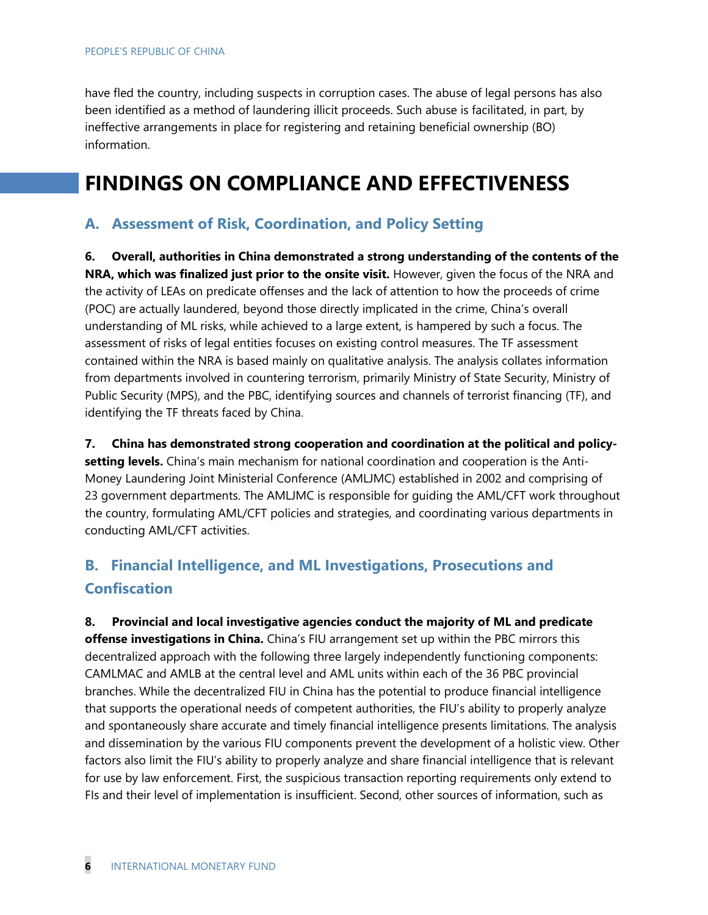have fled the country, including suspects in corruption cases. The abuse of legal persons has also been identified as a method of laundering illicit proceeds. Such abuse is facilitated, in part, by ineffective arrangements in place for registering and retaining beneficial ownership (BO) information.

# FINDINGS ON COMPLIANCE AND EFFECTIVENESS

## A. Assessment of Risk, Coordination, and Policy Setting

**6. Overall, authorities in China demonstrated a strong understanding of the contents of the NRA, which was finalized just prior to the onsite visit.** However, given the focus of the NRA and the activity of LEAs on predicate offenses and the lack of attention to how the proceeds of crime (POC) are actually laundered, beyond those directly implicated in the crime, China's overall understanding of ML risks, while achieved to a large extent, is hampered by such a focus. The assessment of risks of legal entities focuses on existing control measures. The TF assessment contained within the NRA is based mainly on qualitative analysis. The analysis collates information from departments involved in countering terrorism, primarily Ministry of State Security, Ministry of Public Security (MPS), and the PBC, identifying sources and channels of terrorist financing (TF), and identifying the TF threats faced by China.

**7. China has demonstrated strong cooperation and coordination at the political and policy-setting levels.** China's main mechanism for national coordination and cooperation is the Anti-Money Laundering Joint Ministerial Conference (AMLJMC) established in 2002 and comprising of 23 government departments. The AMLJMC is responsible for guiding the AML/CFT work throughout the country, formulating AML/CFT policies and strategies, and coordinating various departments in conducting AML/CFT activities.

## B. Financial Intelligence, and ML Investigations, Prosecutions and Confiscation

**8. Provincial and local investigative agencies conduct the majority of ML and predicate offense investigations in China.** China's FIU arrangement set up within the PBC mirrors this decentralized approach with the following three largely independently functioning components: CAMLMAC and AMLB at the central level and AML units within each of the 36 PBC provincial branches. While the decentralized FIU in China has the potential to produce financial intelligence that supports the operational needs of competent authorities, the FIU's ability to properly analyze and spontaneously share accurate and timely financial intelligence presents limitations. The analysis and dissemination by the various FIU components prevent the development of a holistic view. Other factors also limit the FIU's ability to properly analyze and share financial intelligence that is relevant for use by law enforcement. First, the suspicious transaction reporting requirements only extend to FIs and their level of implementation is insufficient. Second, other sources of information, such as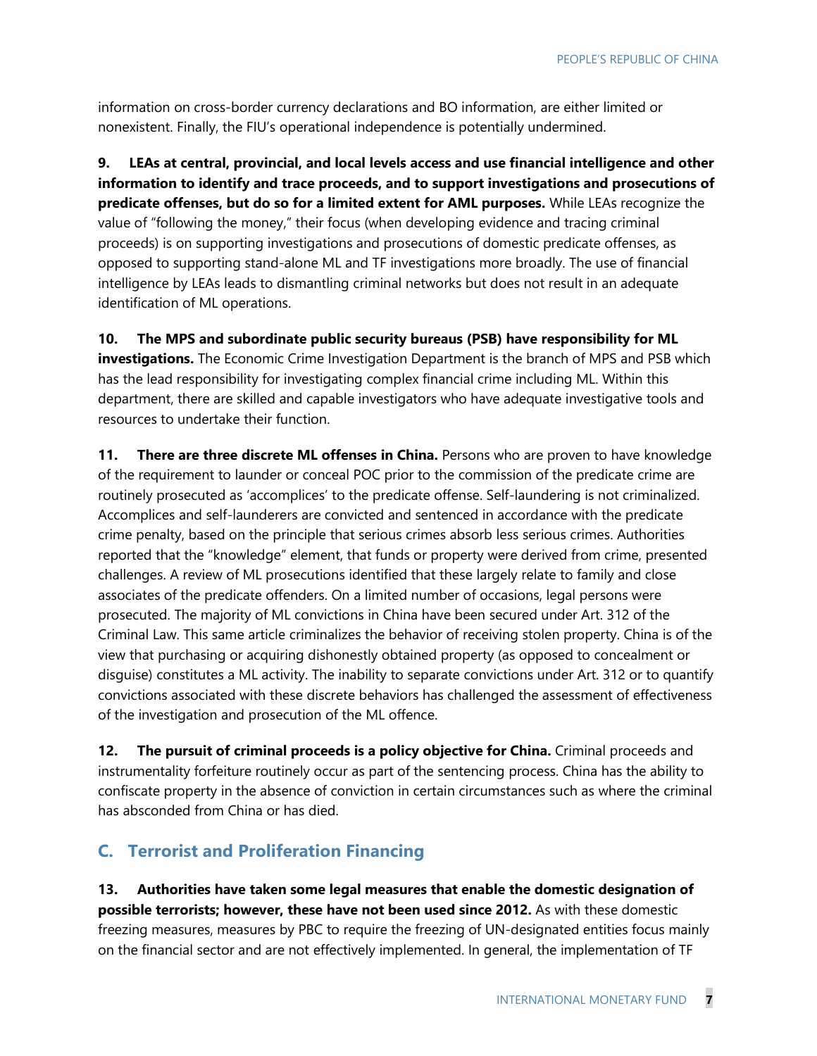information on cross-border currency declarations and BO information, are either limited or nonexistent. Finally, the FIU's operational independence is potentially undermined.

**9. LEAs at central, provincial, and local levels access and use financial intelligence and other information to identify and trace proceeds, and to support investigations and prosecutions of predicate offenses, but do so for a limited extent for AML purposes.** While LEAs recognize the value of "following the money," their focus (when developing evidence and tracing criminal proceeds) is on supporting investigations and prosecutions of domestic predicate offenses, as opposed to supporting stand-alone ML and TF investigations more broadly. The use of financial intelligence by LEAs leads to dismantling criminal networks but does not result in an adequate identification of ML operations.

**10. The MPS and subordinate public security bureaus (PSB) have responsibility for ML investigations.** The Economic Crime Investigation Department is the branch of MPS and PSB which has the lead responsibility for investigating complex financial crime including ML. Within this department, there are skilled and capable investigators who have adequate investigative tools and resources to undertake their function.

**11. There are three discrete ML offenses in China.** Persons who are proven to have knowledge of the requirement to launder or conceal POC prior to the commission of the predicate crime are routinely prosecuted as 'accomplices' to the predicate offense. Self-laundering is not criminalized. Accomplices and self-launderers are convicted and sentenced in accordance with the predicate crime penalty, based on the principle that serious crimes absorb less serious crimes. Authorities reported that the "knowledge" element, that funds or property were derived from crime, presented challenges. A review of ML prosecutions identified that these largely relate to family and close associates of the predicate offenders. On a limited number of occasions, legal persons were prosecuted. The majority of ML convictions in China have been secured under Art. 312 of the Criminal Law. This same article criminalizes the behavior of receiving stolen property. China is of the view that purchasing or acquiring dishonestly obtained property (as opposed to concealment or disguise) constitutes a ML activity. The inability to separate convictions under Art. 312 or to quantify convictions associated with these discrete behaviors has challenged the assessment of effectiveness of the investigation and prosecution of the ML offence.

**12. The pursuit of criminal proceeds is a policy objective for China.** Criminal proceeds and instrumentality forfeiture routinely occur as part of the sentencing process. China has the ability to confiscate property in the absence of conviction in certain circumstances such as where the criminal has absconded from China or has died.

## C. Terrorist and Proliferation Financing

**13. Authorities have taken some legal measures that enable the domestic designation of possible terrorists; however, these have not been used since 2012.** As with these domestic freezing measures, measures by PBC to require the freezing of UN-designated entities focus mainly on the financial sector and are not effectively implemented. In general, the implementation of TF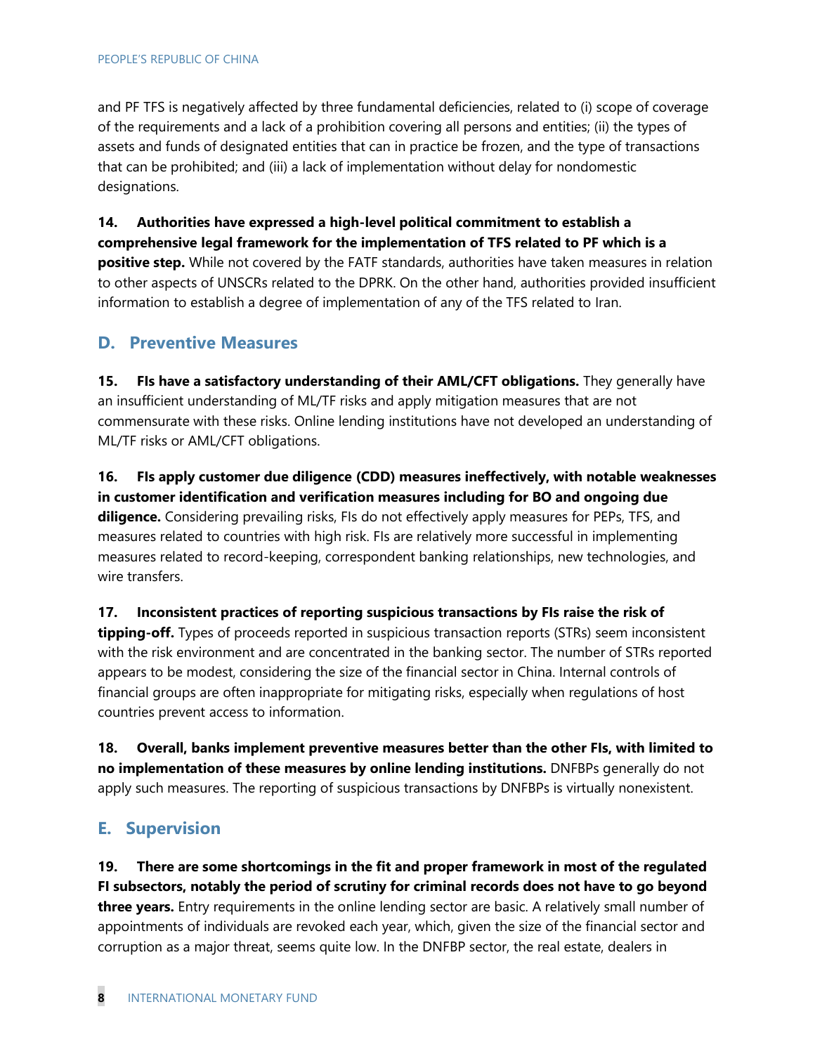and PF TFS is negatively affected by three fundamental deficiencies, related to (i) scope of coverage of the requirements and a lack of a prohibition covering all persons and entities; (ii) the types of assets and funds of designated entities that can in practice be frozen, and the type of transactions that can be prohibited; and (iii) a lack of implementation without delay for nondomestic designations.

**14. Authorities have expressed a high-level political commitment to establish a comprehensive legal framework for the implementation of TFS related to PF which is a positive step.** While not covered by the FATF standards, authorities have taken measures in relation to other aspects of UNSCRs related to the DPRK. On the other hand, authorities provided insufficient information to establish a degree of implementation of any of the TFS related to Iran.

## D. Preventive Measures

**15. FIs have a satisfactory understanding of their AML/CFT obligations.** They generally have an insufficient understanding of ML/TF risks and apply mitigation measures that are not commensurate with these risks. Online lending institutions have not developed an understanding of ML/TF risks or AML/CFT obligations.

**16. FIs apply customer due diligence (CDD) measures ineffectively, with notable weaknesses in customer identification and verification measures including for BO and ongoing due diligence.** Considering prevailing risks, FIs do not effectively apply measures for PEPs, TFS, and measures related to countries with high risk. FIs are relatively more successful in implementing measures related to record-keeping, correspondent banking relationships, new technologies, and wire transfers.

**17. Inconsistent practices of reporting suspicious transactions by FIs raise the risk of tipping-off.** Types of proceeds reported in suspicious transaction reports (STRs) seem inconsistent with the risk environment and are concentrated in the banking sector. The number of STRs reported appears to be modest, considering the size of the financial sector in China. Internal controls of financial groups are often inappropriate for mitigating risks, especially when regulations of host countries prevent access to information.

**18. Overall, banks implement preventive measures better than the other FIs, with limited to no implementation of these measures by online lending institutions.** DNFBPs generally do not apply such measures. The reporting of suspicious transactions by DNFBPs is virtually nonexistent.

## E. Supervision

**19. There are some shortcomings in the fit and proper framework in most of the regulated FI subsectors, notably the period of scrutiny for criminal records does not have to go beyond three years.** Entry requirements in the online lending sector are basic. A relatively small number of appointments of individuals are revoked each year, which, given the size of the financial sector and corruption as a major threat, seems quite low. In the DNFBP sector, the real estate, dealers in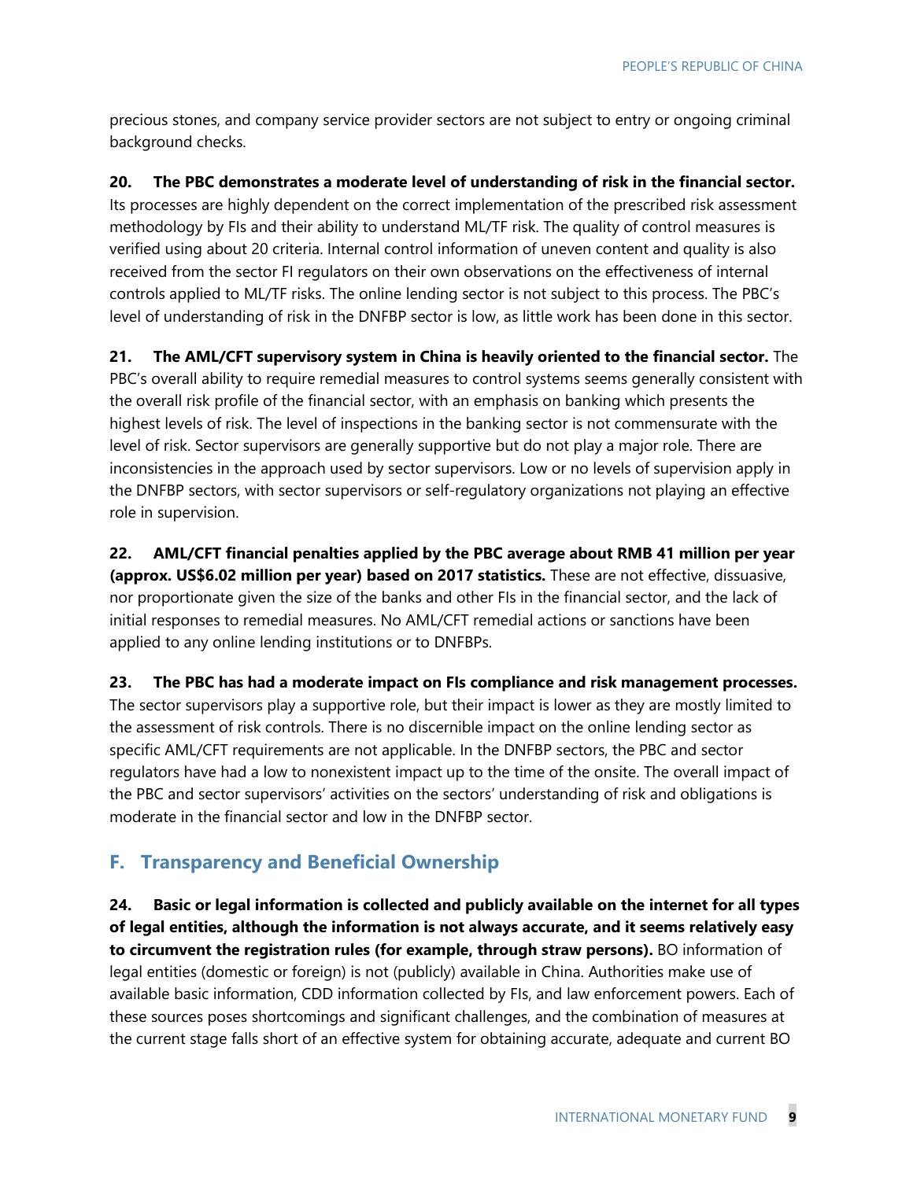precious stones, and company service provider sectors are not subject to entry or ongoing criminal background checks.

**20. The PBC demonstrates a moderate level of understanding of risk in the financial sector.** Its processes are highly dependent on the correct implementation of the prescribed risk assessment methodology by FIs and their ability to understand ML/TF risk. The quality of control measures is verified using about 20 criteria. Internal control information of uneven content and quality is also received from the sector FI regulators on their own observations on the effectiveness of internal controls applied to ML/TF risks. The online lending sector is not subject to this process. The PBC's level of understanding of risk in the DNFBP sector is low, as little work has been done in this sector.

**21. The AML/CFT supervisory system in China is heavily oriented to the financial sector.** The PBC's overall ability to require remedial measures to control systems seems generally consistent with the overall risk profile of the financial sector, with an emphasis on banking which presents the highest levels of risk. The level of inspections in the banking sector is not commensurate with the level of risk. Sector supervisors are generally supportive but do not play a major role. There are inconsistencies in the approach used by sector supervisors. Low or no levels of supervision apply in the DNFBP sectors, with sector supervisors or self-regulatory organizations not playing an effective role in supervision.

**22. AML/CFT financial penalties applied by the PBC average about RMB 41 million per year (approx. US$6.02 million per year) based on 2017 statistics.** These are not effective, dissuasive, nor proportionate given the size of the banks and other FIs in the financial sector, and the lack of initial responses to remedial measures. No AML/CFT remedial actions or sanctions have been applied to any online lending institutions or to DNFBPs.

**23. The PBC has had a moderate impact on FIs compliance and risk management processes.** The sector supervisors play a supportive role, but their impact is lower as they are mostly limited to the assessment of risk controls. There is no discernible impact on the online lending sector as specific AML/CFT requirements are not applicable. In the DNFBP sectors, the PBC and sector regulators have had a low to nonexistent impact up to the time of the onsite. The overall impact of the PBC and sector supervisors' activities on the sectors' understanding of risk and obligations is moderate in the financial sector and low in the DNFBP sector.

## F. Transparency and Beneficial Ownership

**24. Basic or legal information is collected and publicly available on the internet for all types of legal entities, although the information is not always accurate, and it seems relatively easy to circumvent the registration rules (for example, through straw persons).** BO information of legal entities (domestic or foreign) is not (publicly) available in China. Authorities make use of available basic information, CDD information collected by FIs, and law enforcement powers. Each of these sources poses shortcomings and significant challenges, and the combination of measures at the current stage falls short of an effective system for obtaining accurate, adequate and current BO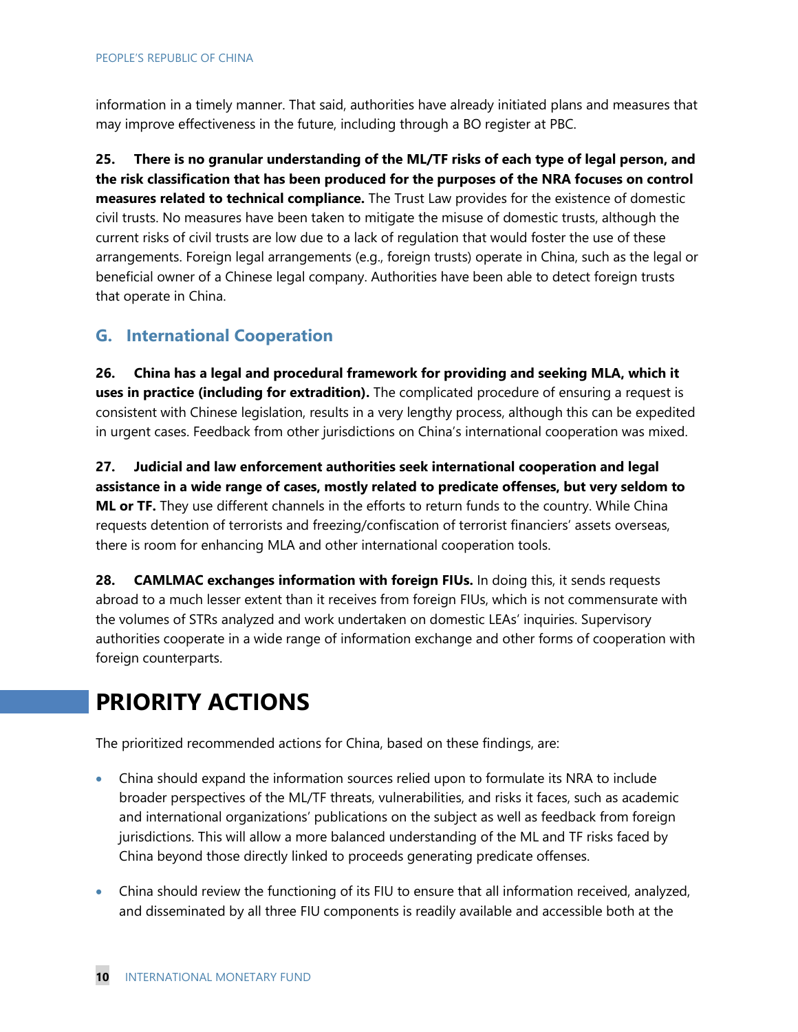information in a timely manner. That said, authorities have already initiated plans and measures that may improve effectiveness in the future, including through a BO register at PBC.

**25. There is no granular understanding of the ML/TF risks of each type of legal person, and the risk classification that has been produced for the purposes of the NRA focuses on control measures related to technical compliance.** The Trust Law provides for the existence of domestic civil trusts. No measures have been taken to mitigate the misuse of domestic trusts, although the current risks of civil trusts are low due to a lack of regulation that would foster the use of these arrangements. Foreign legal arrangements (e.g., foreign trusts) operate in China, such as the legal or beneficial owner of a Chinese legal company. Authorities have been able to detect foreign trusts that operate in China.

## G. International Cooperation

**26. China has a legal and procedural framework for providing and seeking MLA, which it uses in practice (including for extradition).** The complicated procedure of ensuring a request is consistent with Chinese legislation, results in a very lengthy process, although this can be expedited in urgent cases. Feedback from other jurisdictions on China's international cooperation was mixed.

**27. Judicial and law enforcement authorities seek international cooperation and legal assistance in a wide range of cases, mostly related to predicate offenses, but very seldom to ML or TF.** They use different channels in the efforts to return funds to the country. While China requests detention of terrorists and freezing/confiscation of terrorist financiers' assets overseas, there is room for enhancing MLA and other international cooperation tools.

**28. CAMLMAC exchanges information with foreign FIUs.** In doing this, it sends requests abroad to a much lesser extent than it receives from foreign FIUs, which is not commensurate with the volumes of STRs analyzed and work undertaken on domestic LEAs' inquiries. Supervisory authorities cooperate in a wide range of information exchange and other forms of cooperation with foreign counterparts.

# PRIORITY ACTIONS

The prioritized recommended actions for China, based on these findings, are:

- China should expand the information sources relied upon to formulate its NRA to include broader perspectives of the ML/TF threats, vulnerabilities, and risks it faces, such as academic and international organizations' publications on the subject as well as feedback from foreign jurisdictions. This will allow a more balanced understanding of the ML and TF risks faced by China beyond those directly linked to proceeds generating predicate offenses.

- China should review the functioning of its FIU to ensure that all information received, analyzed, and disseminated by all three FIU components is readily available and accessible both at the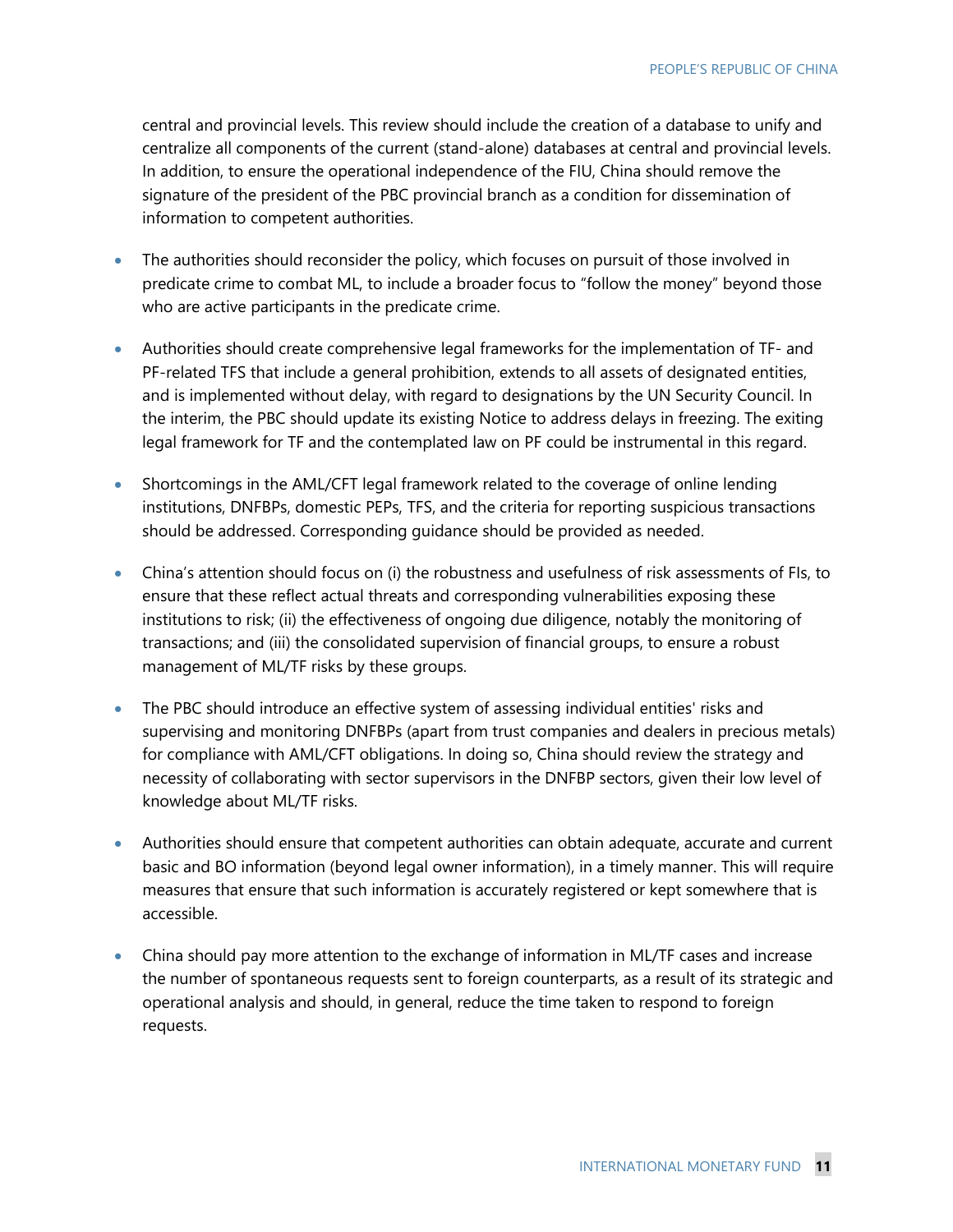central and provincial levels. This review should include the creation of a database to unify and centralize all components of the current (stand-alone) databases at central and provincial levels. In addition, to ensure the operational independence of the FIU, China should remove the signature of the president of the PBC provincial branch as a condition for dissemination of information to competent authorities.

- The authorities should reconsider the policy, which focuses on pursuit of those involved in predicate crime to combat ML, to include a broader focus to "follow the money" beyond those who are active participants in the predicate crime.

- Authorities should create comprehensive legal frameworks for the implementation of TF- and PF-related TFS that include a general prohibition, extends to all assets of designated entities, and is implemented without delay, with regard to designations by the UN Security Council. In the interim, the PBC should update its existing Notice to address delays in freezing. The exiting legal framework for TF and the contemplated law on PF could be instrumental in this regard.

- Shortcomings in the AML/CFT legal framework related to the coverage of online lending institutions, DNFBPs, domestic PEPs, TFS, and the criteria for reporting suspicious transactions should be addressed. Corresponding guidance should be provided as needed.

- China's attention should focus on (i) the robustness and usefulness of risk assessments of FIs, to ensure that these reflect actual threats and corresponding vulnerabilities exposing these institutions to risk; (ii) the effectiveness of ongoing due diligence, notably the monitoring of transactions; and (iii) the consolidated supervision of financial groups, to ensure a robust management of ML/TF risks by these groups.

- The PBC should introduce an effective system of assessing individual entities' risks and supervising and monitoring DNFBPs (apart from trust companies and dealers in precious metals) for compliance with AML/CFT obligations. In doing so, China should review the strategy and necessity of collaborating with sector supervisors in the DNFBP sectors, given their low level of knowledge about ML/TF risks.

- Authorities should ensure that competent authorities can obtain adequate, accurate and current basic and BO information (beyond legal owner information), in a timely manner. This will require measures that ensure that such information is accurately registered or kept somewhere that is accessible.

- China should pay more attention to the exchange of information in ML/TF cases and increase the number of spontaneous requests sent to foreign counterparts, as a result of its strategic and operational analysis and should, in general, reduce the time taken to respond to foreign requests.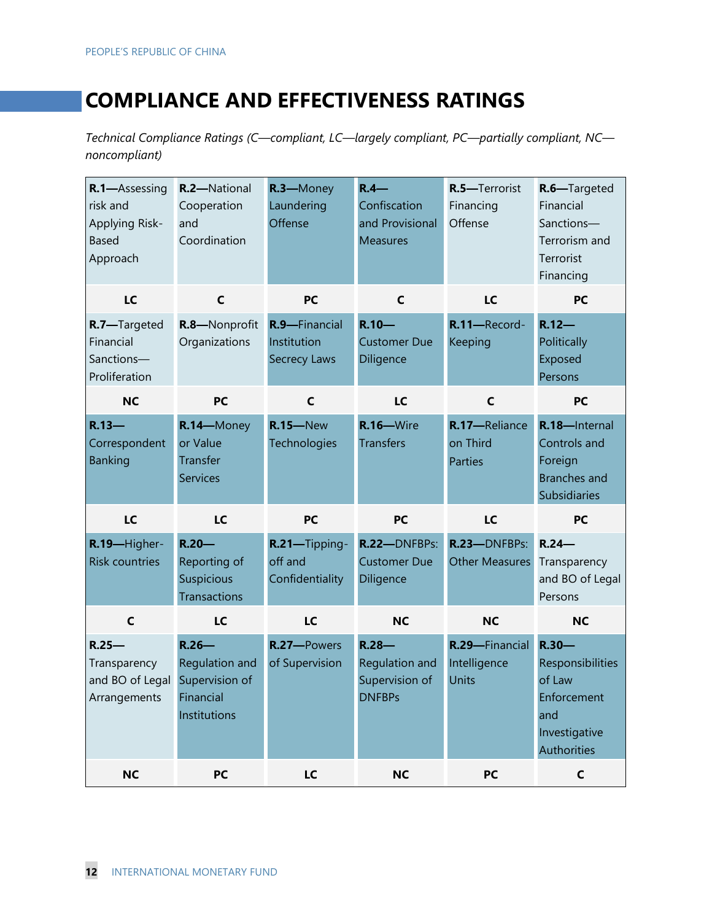# COMPLIANCE AND EFFECTIVENESS RATINGS

*Technical Compliance Ratings (C—compliant, LC—largely compliant, PC—partially compliant, NC—noncompliant)*

| **R.1**—Assessing risk and Applying Risk-Based Approach | **R.2**—National Cooperation and Coordination | **R.3**—Money Laundering Offense | **R.4**—Confiscation and Provisional Measures | **R.5**—Terrorist Financing Offense | **R.6**—Targeted Financial Sanctions—Terrorism and Terrorist Financing |
|---|---|---|---|---|---|
| **LC** | **C** | **PC** | **C** | **LC** | **PC** |
| **R.7**—Targeted Financial Sanctions—Proliferation | **R.8**—Nonprofit Organizations | **R.9**—Financial Institution Secrecy Laws | **R.10**—Customer Due Diligence | **R.11**—Record-Keeping | **R.12**—Politically Exposed Persons |
| **NC** | **PC** | **C** | **LC** | **C** | **PC** |
| **R.13**—Correspondent Banking | **R.14**—Money or Value Transfer Services | **R.15**—New Technologies | **R.16**—Wire Transfers | **R.17**—Reliance on Third Parties | **R.18**—Internal Controls and Foreign Branches and Subsidiaries |
| **LC** | **LC** | **PC** | **PC** | **LC** | **PC** |
| **R.19**—Higher-Risk countries | **R.20**—Reporting of Suspicious Transactions | **R.21**—Tipping-off and Confidentiality | **R.22**—DNFBPs: Customer Due Diligence | **R.23**—DNFBPs: Other Measures | **R.24**—Transparency and BO of Legal Persons |
| **C** | **LC** | **LC** | **NC** | **NC** | **NC** |
| **R.25**—Transparency and BO of Legal Arrangements | **R.26**—Regulation and Supervision of Financial Institutions | **R.27**—Powers of Supervision | **R.28**—Regulation and Supervision of DNFBPs | **R.29**—Financial Intelligence Units | **R.30**—Responsibilities of Law Enforcement and Investigative Authorities |
| **NC** | **PC** | **LC** | **NC** | **PC** | **C** |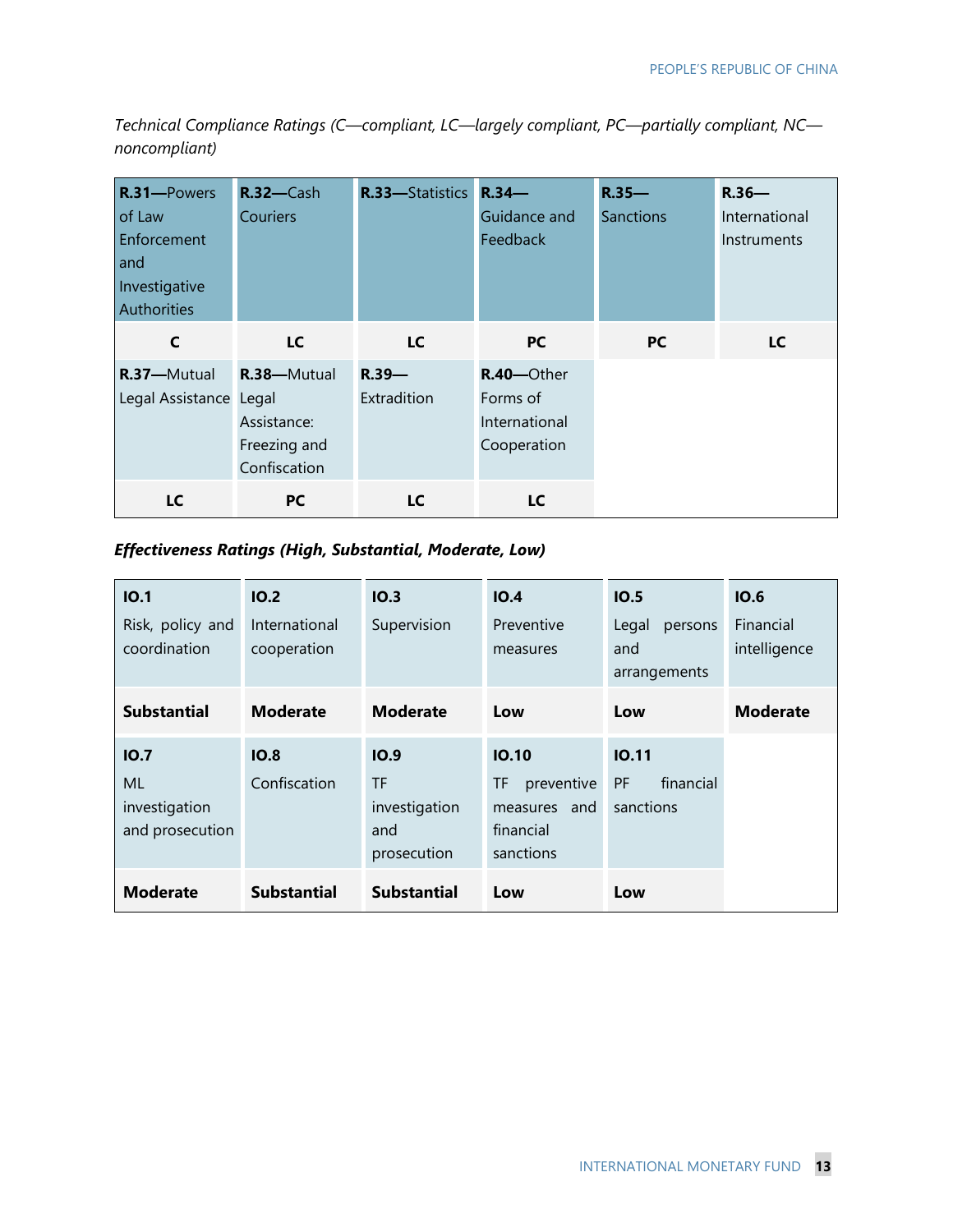*Technical Compliance Ratings (C—compliant, LC—largely compliant, PC—partially compliant, NC—noncompliant)*

| **R.31**—Powers of Law Enforcement and Investigative Authorities | **R.32**—Cash Couriers | **R.33**—Statistics | **R.34**—Guidance and Feedback | **R.35**—Sanctions | **R.36**—International Instruments |
|---|---|---|---|---|---|
| **C** | **LC** | **LC** | **PC** | **PC** | **LC** |
| **R.37**—Mutual Legal Assistance | **R.38**—Mutual Legal Assistance: Freezing and Confiscation | **R.39**—Extradition | **R.40**—Other Forms of International Cooperation | | |
| **LC** | **PC** | **LC** | **LC** | | |

***Effectiveness Ratings (High, Substantial, Moderate, Low)***

| **IO.1** Risk, policy and coordination | **IO.2** International cooperation | **IO.3** Supervision | **IO.4** Preventive measures | **IO.5** Legal persons and arrangements | **IO.6** Financial intelligence |
|---|---|---|---|---|---|
| **Substantial** | **Moderate** | **Moderate** | **Low** | **Low** | **Moderate** |
| **IO.7** ML investigation and prosecution | **IO.8** Confiscation | **IO.9** TF investigation and prosecution | **IO.10** TF preventive measures and financial sanctions | **IO.11** PF financial sanctions | |
| **Moderate** | **Substantial** | **Substantial** | **Low** | **Low** | |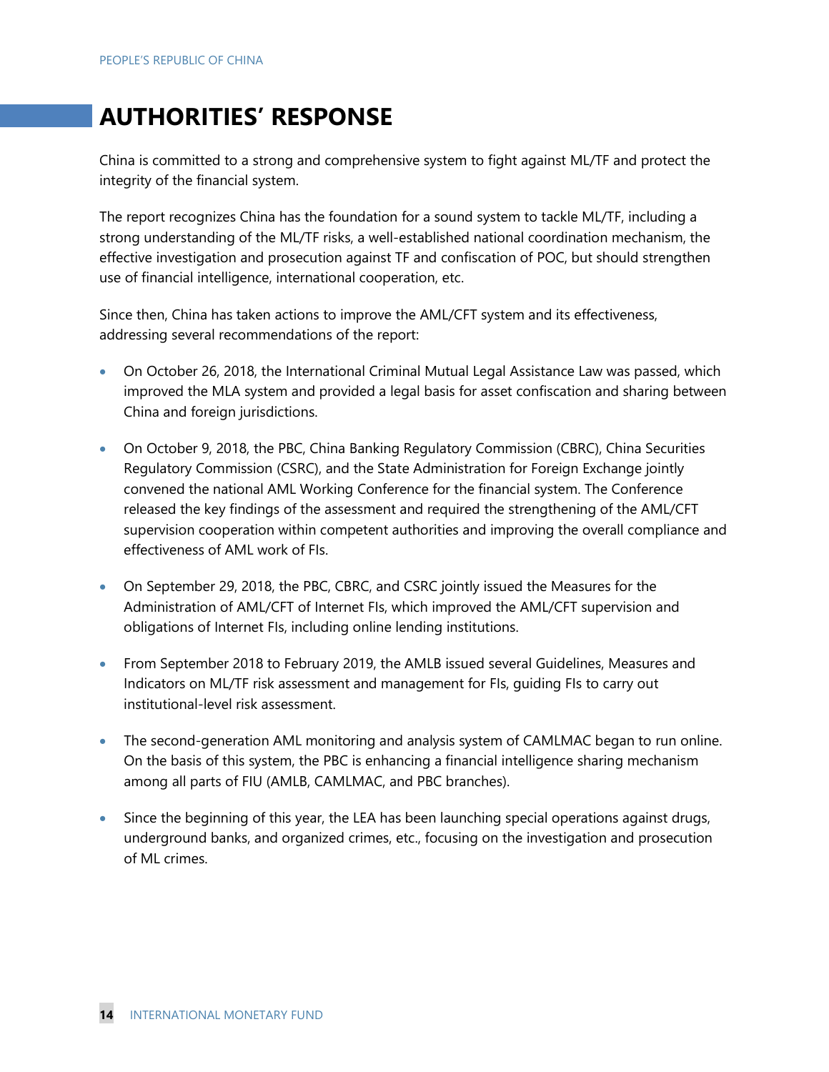# AUTHORITIES' RESPONSE

China is committed to a strong and comprehensive system to fight against ML/TF and protect the integrity of the financial system.

The report recognizes China has the foundation for a sound system to tackle ML/TF, including a strong understanding of the ML/TF risks, a well-established national coordination mechanism, the effective investigation and prosecution against TF and confiscation of POC, but should strengthen use of financial intelligence, international cooperation, etc.

Since then, China has taken actions to improve the AML/CFT system and its effectiveness, addressing several recommendations of the report:

- On October 26, 2018, the International Criminal Mutual Legal Assistance Law was passed, which improved the MLA system and provided a legal basis for asset confiscation and sharing between China and foreign jurisdictions.
- On October 9, 2018, the PBC, China Banking Regulatory Commission (CBRC), China Securities Regulatory Commission (CSRC), and the State Administration for Foreign Exchange jointly convened the national AML Working Conference for the financial system. The Conference released the key findings of the assessment and required the strengthening of the AML/CFT supervision cooperation within competent authorities and improving the overall compliance and effectiveness of AML work of FIs.
- On September 29, 2018, the PBC, CBRC, and CSRC jointly issued the Measures for the Administration of AML/CFT of Internet FIs, which improved the AML/CFT supervision and obligations of Internet FIs, including online lending institutions.
- From September 2018 to February 2019, the AMLB issued several Guidelines, Measures and Indicators on ML/TF risk assessment and management for FIs, guiding FIs to carry out institutional-level risk assessment.
- The second-generation AML monitoring and analysis system of CAMLMAC began to run online. On the basis of this system, the PBC is enhancing a financial intelligence sharing mechanism among all parts of FIU (AMLB, CAMLMAC, and PBC branches).
- Since the beginning of this year, the LEA has been launching special operations against drugs, underground banks, and organized crimes, etc., focusing on the investigation and prosecution of ML crimes.